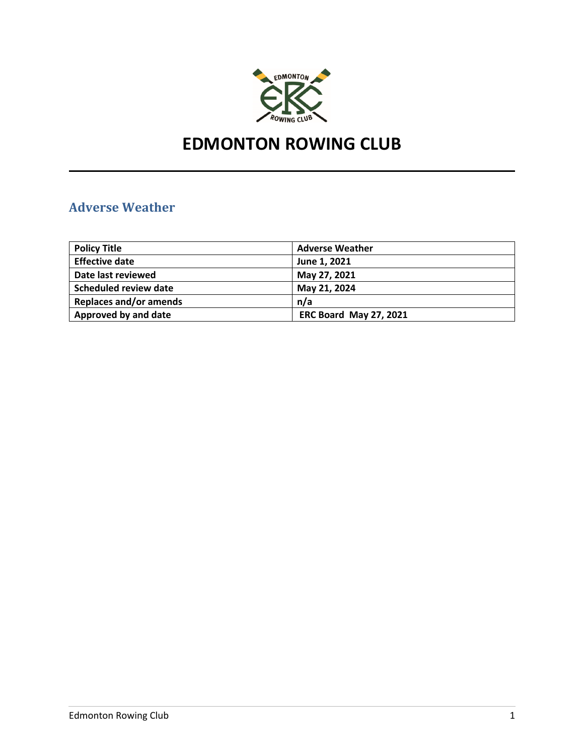# EDMONTON ROWING CLUB

## Adverse Weather

| Policy Title | Adverse Weather |
| --- | --- |
| Effective date | June 1, 2021 |
| Date last reviewed | May 27, 2021 |
| Scheduled review date | May 21, 2024 |
| Replaces and/or amends | n/a |
| Approved by and date | ERC Board May 27, 2021 |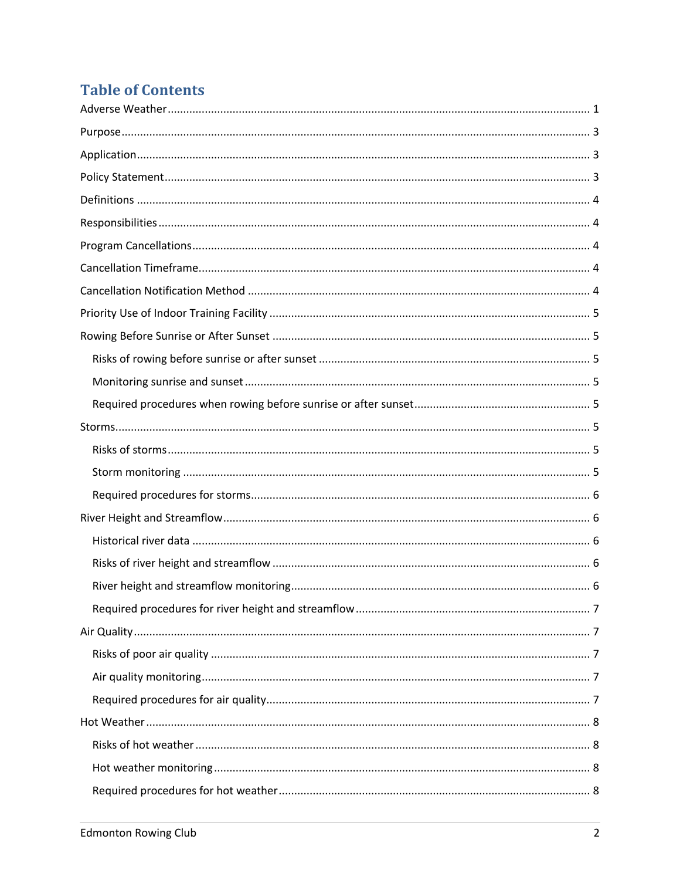## Table of Contents

- Adverse Weather ........................................ 1
- Purpose ........................................ 3
- Application ........................................ 3
- Policy Statement ........................................ 3
- Definitions ........................................ 4
- Responsibilities ........................................ 4
- Program Cancellations ........................................ 4
- Cancellation Timeframe ........................................ 4
- Cancellation Notification Method ........................................ 4
- Priority Use of Indoor Training Facility ........................................ 5
- Rowing Before Sunrise or After Sunset ........................................ 5
  - Risks of rowing before sunrise or after sunset ........................................ 5
  - Monitoring sunrise and sunset ........................................ 5
  - Required procedures when rowing before sunrise or after sunset ........................................ 5
- Storms ........................................ 5
  - Risks of storms ........................................ 5
  - Storm monitoring ........................................ 5
  - Required procedures for storms ........................................ 6
- River Height and Streamflow ........................................ 6
  - Historical river data ........................................ 6
  - Risks of river height and streamflow ........................................ 6
  - River height and streamflow monitoring ........................................ 6
  - Required procedures for river height and streamflow ........................................ 7
- Air Quality ........................................ 7
  - Risks of poor air quality ........................................ 7
  - Air quality monitoring ........................................ 7
  - Required procedures for air quality ........................................ 7
- Hot Weather ........................................ 8
  - Risks of hot weather ........................................ 8
  - Hot weather monitoring ........................................ 8
  - Required procedures for hot weather ........................................ 8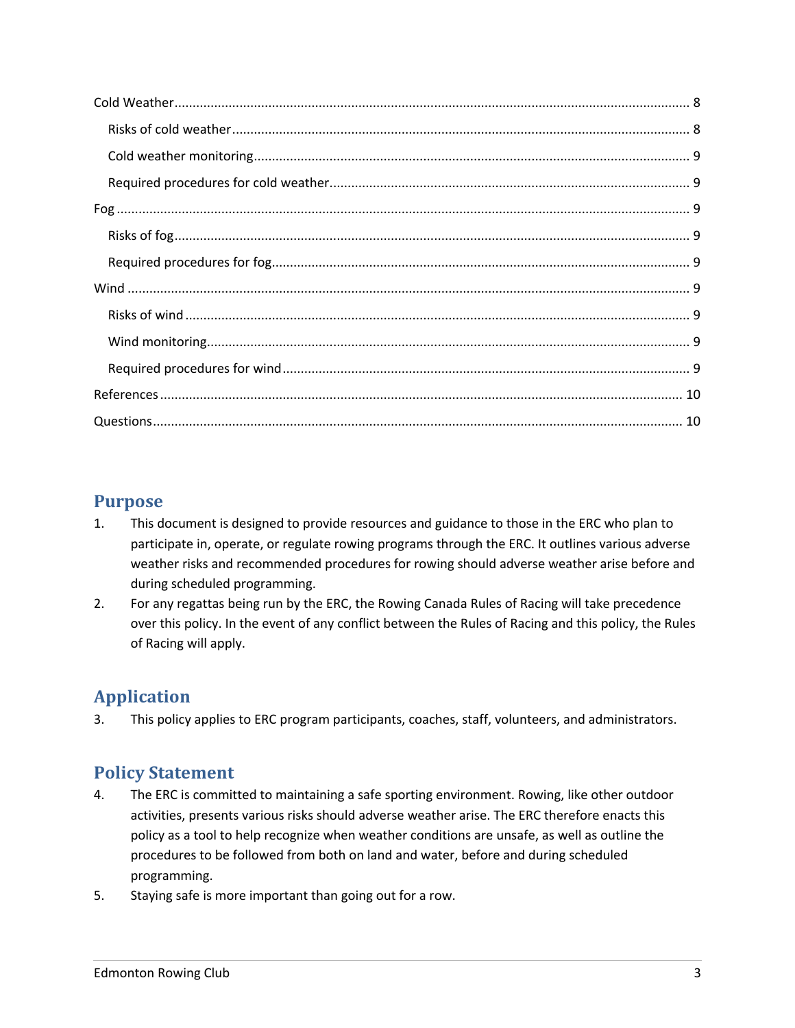Cold Weather ........ 8

- Risks of cold weather ........ 8
- Cold weather monitoring ........ 9
- Required procedures for cold weather ........ 9

Fog ........ 9

- Risks of fog ........ 9
- Required procedures for fog ........ 9

Wind ........ 9

- Risks of wind ........ 9
- Wind monitoring ........ 9
- Required procedures for wind ........ 9

References ........ 10

Questions ........ 10

## Purpose

1. This document is designed to provide resources and guidance to those in the ERC who plan to participate in, operate, or regulate rowing programs through the ERC. It outlines various adverse weather risks and recommended procedures for rowing should adverse weather arise before and during scheduled programming.
2. For any regattas being run by the ERC, the Rowing Canada Rules of Racing will take precedence over this policy. In the event of any conflict between the Rules of Racing and this policy, the Rules of Racing will apply.

## Application

3. This policy applies to ERC program participants, coaches, staff, volunteers, and administrators.

## Policy Statement

4. The ERC is committed to maintaining a safe sporting environment. Rowing, like other outdoor activities, presents various risks should adverse weather arise. The ERC therefore enacts this policy as a tool to help recognize when weather conditions are unsafe, as well as outline the procedures to be followed from both on land and water, before and during scheduled programming.
5. Staying safe is more important than going out for a row.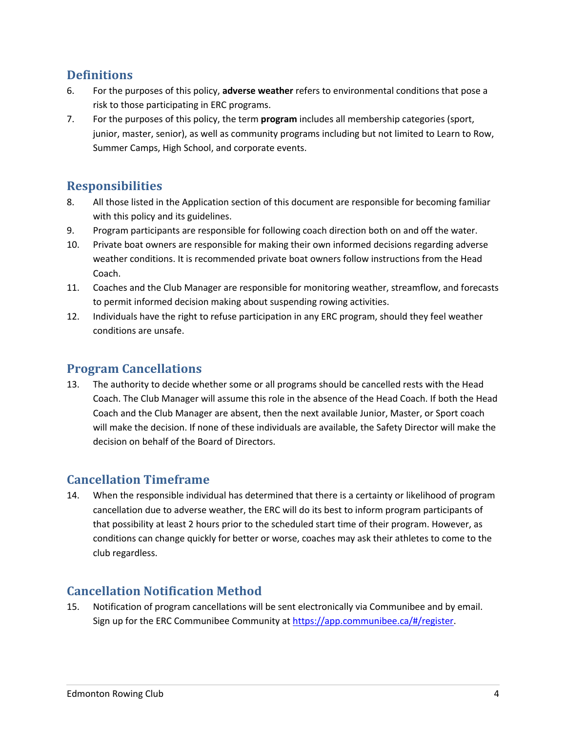## Definitions

6. For the purposes of this policy, **adverse weather** refers to environmental conditions that pose a risk to those participating in ERC programs.
7. For the purposes of this policy, the term **program** includes all membership categories (sport, junior, master, senior), as well as community programs including but not limited to Learn to Row, Summer Camps, High School, and corporate events.

## Responsibilities

8. All those listed in the Application section of this document are responsible for becoming familiar with this policy and its guidelines.
9. Program participants are responsible for following coach direction both on and off the water.
10. Private boat owners are responsible for making their own informed decisions regarding adverse weather conditions. It is recommended private boat owners follow instructions from the Head Coach.
11. Coaches and the Club Manager are responsible for monitoring weather, streamflow, and forecasts to permit informed decision making about suspending rowing activities.
12. Individuals have the right to refuse participation in any ERC program, should they feel weather conditions are unsafe.

## Program Cancellations

13. The authority to decide whether some or all programs should be cancelled rests with the Head Coach. The Club Manager will assume this role in the absence of the Head Coach. If both the Head Coach and the Club Manager are absent, then the next available Junior, Master, or Sport coach will make the decision. If none of these individuals are available, the Safety Director will make the decision on behalf of the Board of Directors.

## Cancellation Timeframe

14. When the responsible individual has determined that there is a certainty or likelihood of program cancellation due to adverse weather, the ERC will do its best to inform program participants of that possibility at least 2 hours prior to the scheduled start time of their program. However, as conditions can change quickly for better or worse, coaches may ask their athletes to come to the club regardless.

## Cancellation Notification Method

15. Notification of program cancellations will be sent electronically via Communibee and by email. Sign up for the ERC Communibee Community at [https://app.communibee.ca/#/register](https://app.communibee.ca/#/register).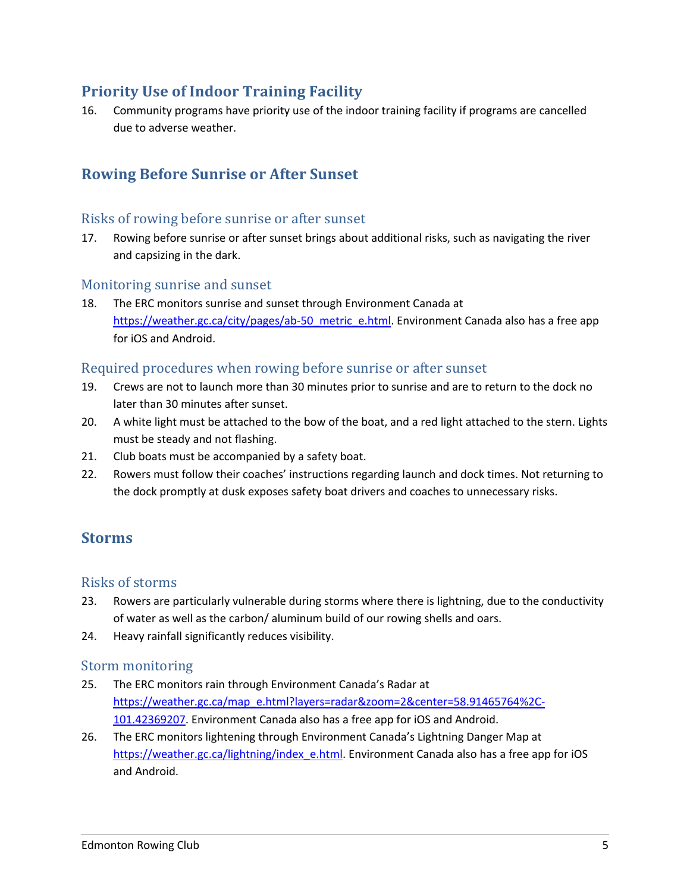## Priority Use of Indoor Training Facility

16. Community programs have priority use of the indoor training facility if programs are cancelled due to adverse weather.

## Rowing Before Sunrise or After Sunset

### Risks of rowing before sunrise or after sunset

17. Rowing before sunrise or after sunset brings about additional risks, such as navigating the river and capsizing in the dark.

### Monitoring sunrise and sunset

18. The ERC monitors sunrise and sunset through Environment Canada at [https://weather.gc.ca/city/pages/ab-50_metric_e.html](https://weather.gc.ca/city/pages/ab-50_metric_e.html). Environment Canada also has a free app for iOS and Android.

### Required procedures when rowing before sunrise or after sunset

19. Crews are not to launch more than 30 minutes prior to sunrise and are to return to the dock no later than 30 minutes after sunset.
20. A white light must be attached to the bow of the boat, and a red light attached to the stern. Lights must be steady and not flashing.
21. Club boats must be accompanied by a safety boat.
22. Rowers must follow their coaches' instructions regarding launch and dock times. Not returning to the dock promptly at dusk exposes safety boat drivers and coaches to unnecessary risks.

## Storms

### Risks of storms

23. Rowers are particularly vulnerable during storms where there is lightning, due to the conductivity of water as well as the carbon/ aluminum build of our rowing shells and oars.
24. Heavy rainfall significantly reduces visibility.

### Storm monitoring

25. The ERC monitors rain through Environment Canada's Radar at [https://weather.gc.ca/map_e.html?layers=radar&zoom=2&center=58.91465764%2C-101.42369207](https://weather.gc.ca/map_e.html?layers=radar&zoom=2&center=58.91465764%2C-101.42369207). Environment Canada also has a free app for iOS and Android.
26. The ERC monitors lightening through Environment Canada's Lightning Danger Map at [https://weather.gc.ca/lightning/index_e.html](https://weather.gc.ca/lightning/index_e.html). Environment Canada also has a free app for iOS and Android.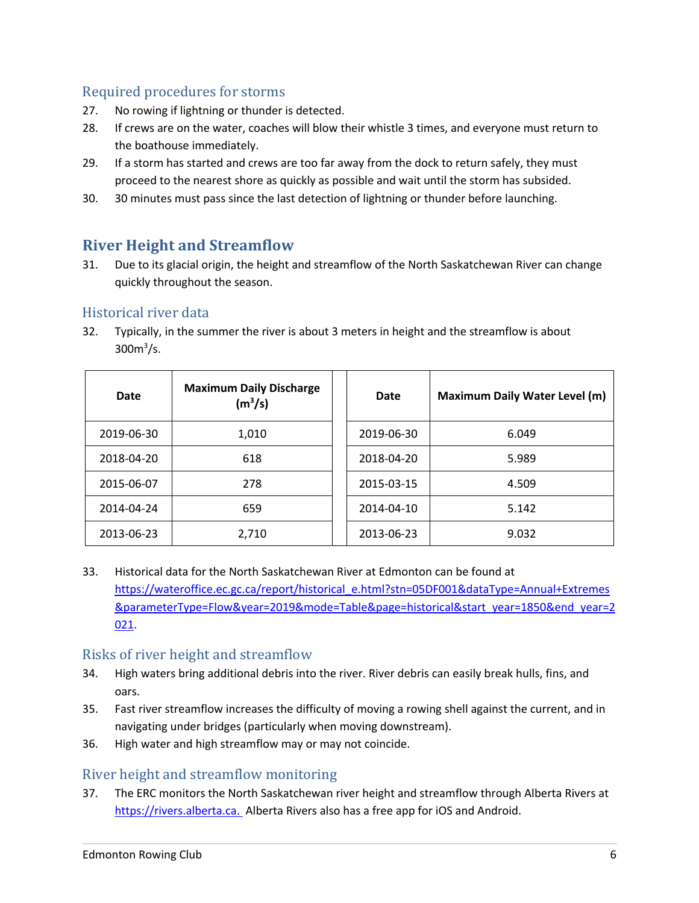### Required procedures for storms

27. No rowing if lightning or thunder is detected.
28. If crews are on the water, coaches will blow their whistle 3 times, and everyone must return to the boathouse immediately.
29. If a storm has started and crews are too far away from the dock to return safely, they must proceed to the nearest shore as quickly as possible and wait until the storm has subsided.
30. 30 minutes must pass since the last detection of lightning or thunder before launching.

## River Height and Streamflow

31. Due to its glacial origin, the height and streamflow of the North Saskatchewan River can change quickly throughout the season.

### Historical river data

32. Typically, in the summer the river is about 3 meters in height and the streamflow is about 300m$^3$/s.

| Date | Maximum Daily Discharge (m$^3$/s) |
|---|---|
| 2019-06-30 | 1,010 |
| 2018-04-20 | 618 |
| 2015-06-07 | 278 |
| 2014-04-24 | 659 |
| 2013-06-23 | 2,710 |

| Date | Maximum Daily Water Level (m) |
|---|---|
| 2019-06-30 | 6.049 |
| 2018-04-20 | 5.989 |
| 2015-03-15 | 4.509 |
| 2014-04-10 | 5.142 |
| 2013-06-23 | 9.032 |

33. Historical data for the North Saskatchewan River at Edmonton can be found at https://wateroffice.ec.gc.ca/report/historical_e.html?stn=05DF001&dataType=Annual+Extremes&parameterType=Flow&year=2019&mode=Table&page=historical&start_year=1850&end_year=2021.

### Risks of river height and streamflow

34. High waters bring additional debris into the river. River debris can easily break hulls, fins, and oars.
35. Fast river streamflow increases the difficulty of moving a rowing shell against the current, and in navigating under bridges (particularly when moving downstream).
36. High water and high streamflow may or may not coincide.

### River height and streamflow monitoring

37. The ERC monitors the North Saskatchewan river height and streamflow through Alberta Rivers at https://rivers.alberta.ca. Alberta Rivers also has a free app for iOS and Android.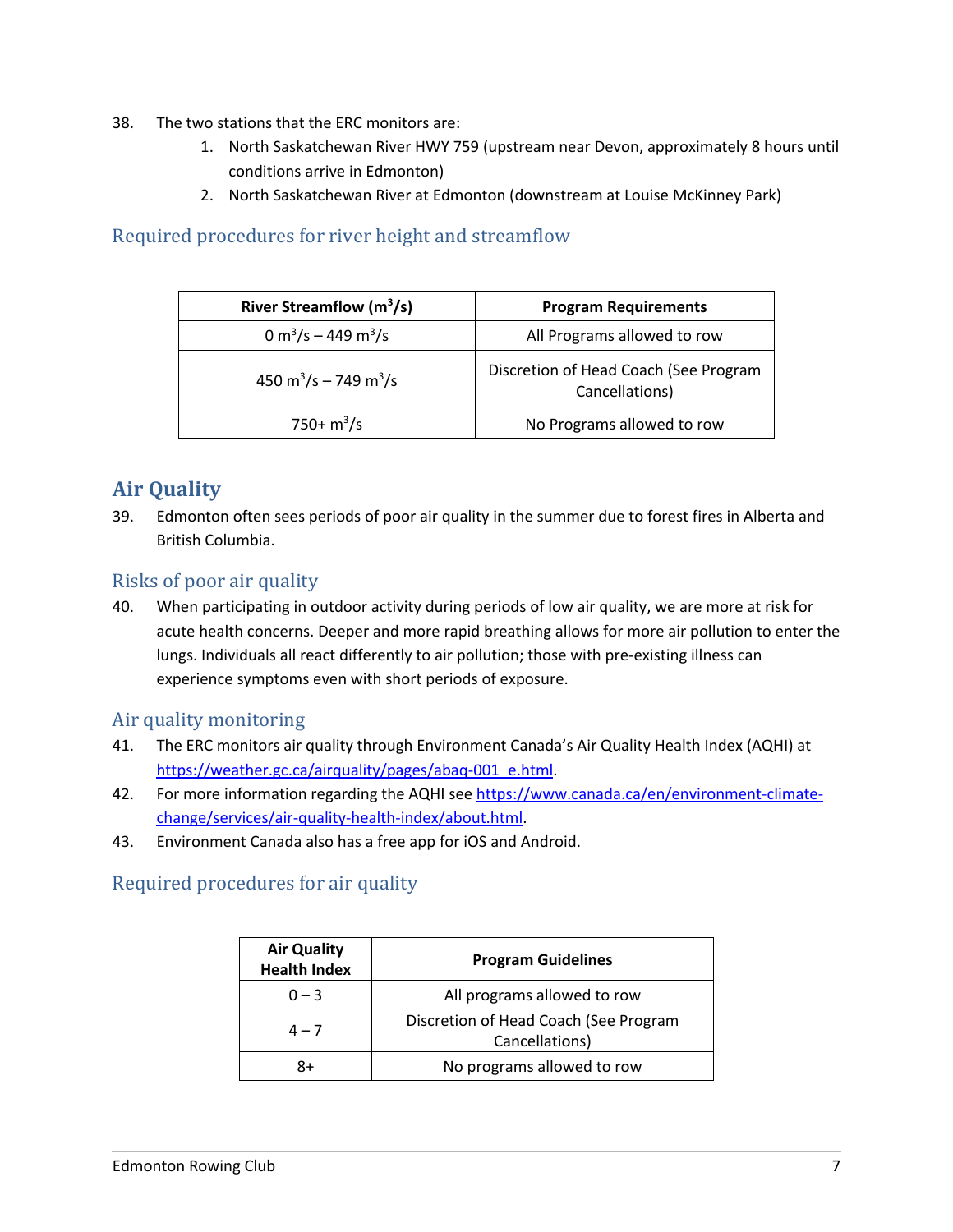38. The two stations that the ERC monitors are:
    1. North Saskatchewan River HWY 759 (upstream near Devon, approximately 8 hours until conditions arrive in Edmonton)
    2. North Saskatchewan River at Edmonton (downstream at Louise McKinney Park)

### Required procedures for river height and streamflow

| River Streamflow ($m^3/s$) | Program Requirements |
|---|---|
| 0 $m^3/s$ – 449 $m^3/s$ | All Programs allowed to row |
| 450 $m^3/s$ – 749 $m^3/s$ | Discretion of Head Coach (See Program Cancellations) |
| 750+ $m^3/s$ | No Programs allowed to row |

## Air Quality

39. Edmonton often sees periods of poor air quality in the summer due to forest fires in Alberta and British Columbia.

### Risks of poor air quality

40. When participating in outdoor activity during periods of low air quality, we are more at risk for acute health concerns. Deeper and more rapid breathing allows for more air pollution to enter the lungs. Individuals all react differently to air pollution; those with pre-existing illness can experience symptoms even with short periods of exposure.

### Air quality monitoring

41. The ERC monitors air quality through Environment Canada's Air Quality Health Index (AQHI) at https://weather.gc.ca/airquality/pages/abaq-001_e.html.
42. For more information regarding the AQHI see https://www.canada.ca/en/environment-climate-change/services/air-quality-health-index/about.html.
43. Environment Canada also has a free app for iOS and Android.

### Required procedures for air quality

| Air Quality Health Index | Program Guidelines |
|---|---|
| 0 – 3 | All programs allowed to row |
| 4 – 7 | Discretion of Head Coach (See Program Cancellations) |
| 8+ | No programs allowed to row |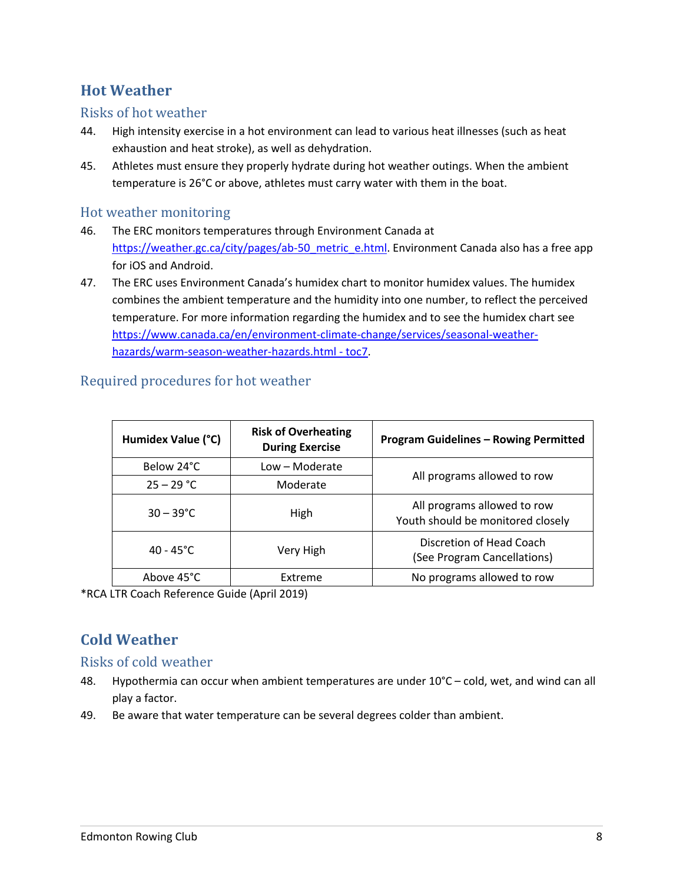## Hot Weather

### Risks of hot weather

44. High intensity exercise in a hot environment can lead to various heat illnesses (such as heat exhaustion and heat stroke), as well as dehydration.
45. Athletes must ensure they properly hydrate during hot weather outings. When the ambient temperature is 26°C or above, athletes must carry water with them in the boat.

### Hot weather monitoring

46. The ERC monitors temperatures through Environment Canada at https://weather.gc.ca/city/pages/ab-50_metric_e.html. Environment Canada also has a free app for iOS and Android.
47. The ERC uses Environment Canada's humidex chart to monitor humidex values. The humidex combines the ambient temperature and the humidity into one number, to reflect the perceived temperature. For more information regarding the humidex and to see the humidex chart see https://www.canada.ca/en/environment-climate-change/services/seasonal-weather-hazards/warm-season-weather-hazards.html - toc7.

### Required procedures for hot weather

| Humidex Value (°C) | Risk of Overheating During Exercise | Program Guidelines – Rowing Permitted |
|---|---|---|
| Below 24°C | Low – Moderate | All programs allowed to row |
| 25 – 29 °C | Moderate | |
| 30 – 39°C | High | All programs allowed to row<br>Youth should be monitored closely |
| 40 - 45°C | Very High | Discretion of Head Coach<br>(See Program Cancellations) |
| Above 45°C | Extreme | No programs allowed to row |

*RCA LTR Coach Reference Guide (April 2019)

## Cold Weather

### Risks of cold weather

48. Hypothermia can occur when ambient temperatures are under 10°C – cold, wet, and wind can all play a factor.
49. Be aware that water temperature can be several degrees colder than ambient.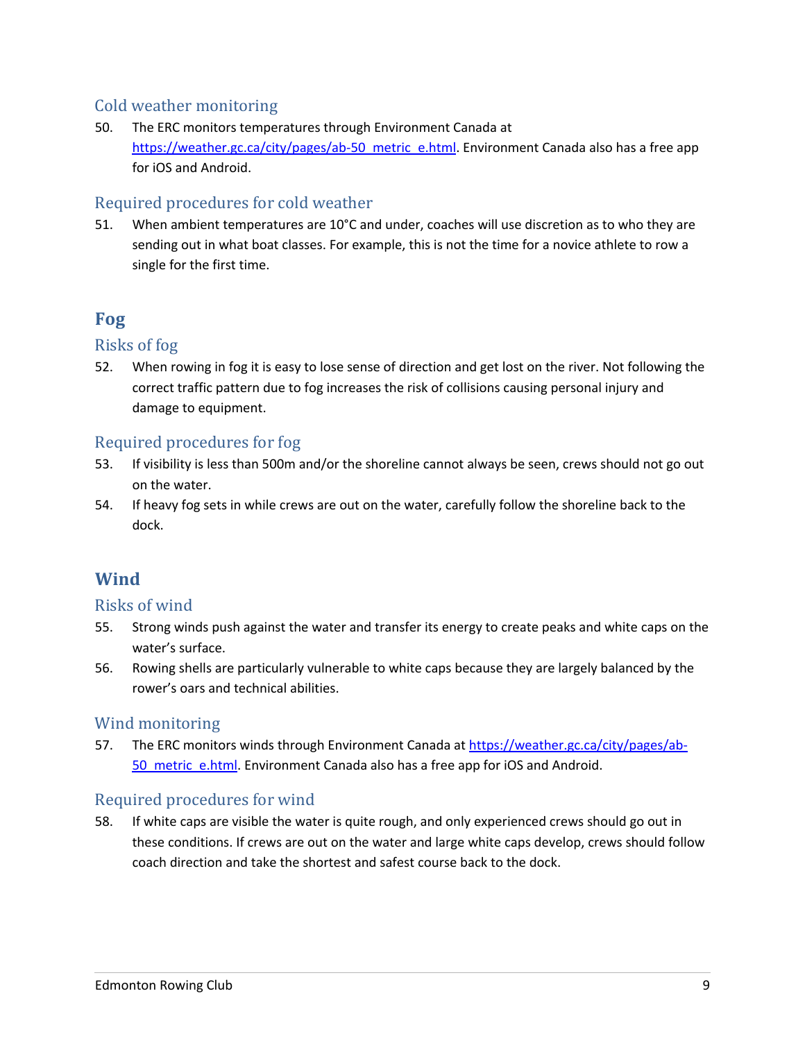### Cold weather monitoring

50. The ERC monitors temperatures through Environment Canada at https://weather.gc.ca/city/pages/ab-50_metric_e.html. Environment Canada also has a free app for iOS and Android.

### Required procedures for cold weather

51. When ambient temperatures are 10°C and under, coaches will use discretion as to who they are sending out in what boat classes. For example, this is not the time for a novice athlete to row a single for the first time.

## Fog

### Risks of fog

52. When rowing in fog it is easy to lose sense of direction and get lost on the river. Not following the correct traffic pattern due to fog increases the risk of collisions causing personal injury and damage to equipment.

### Required procedures for fog

53. If visibility is less than 500m and/or the shoreline cannot always be seen, crews should not go out on the water.
54. If heavy fog sets in while crews are out on the water, carefully follow the shoreline back to the dock.

## Wind

### Risks of wind

55. Strong winds push against the water and transfer its energy to create peaks and white caps on the water's surface.
56. Rowing shells are particularly vulnerable to white caps because they are largely balanced by the rower's oars and technical abilities.

### Wind monitoring

57. The ERC monitors winds through Environment Canada at https://weather.gc.ca/city/pages/ab-50_metric_e.html. Environment Canada also has a free app for iOS and Android.

### Required procedures for wind

58. If white caps are visible the water is quite rough, and only experienced crews should go out in these conditions. If crews are out on the water and large white caps develop, crews should follow coach direction and take the shortest and safest course back to the dock.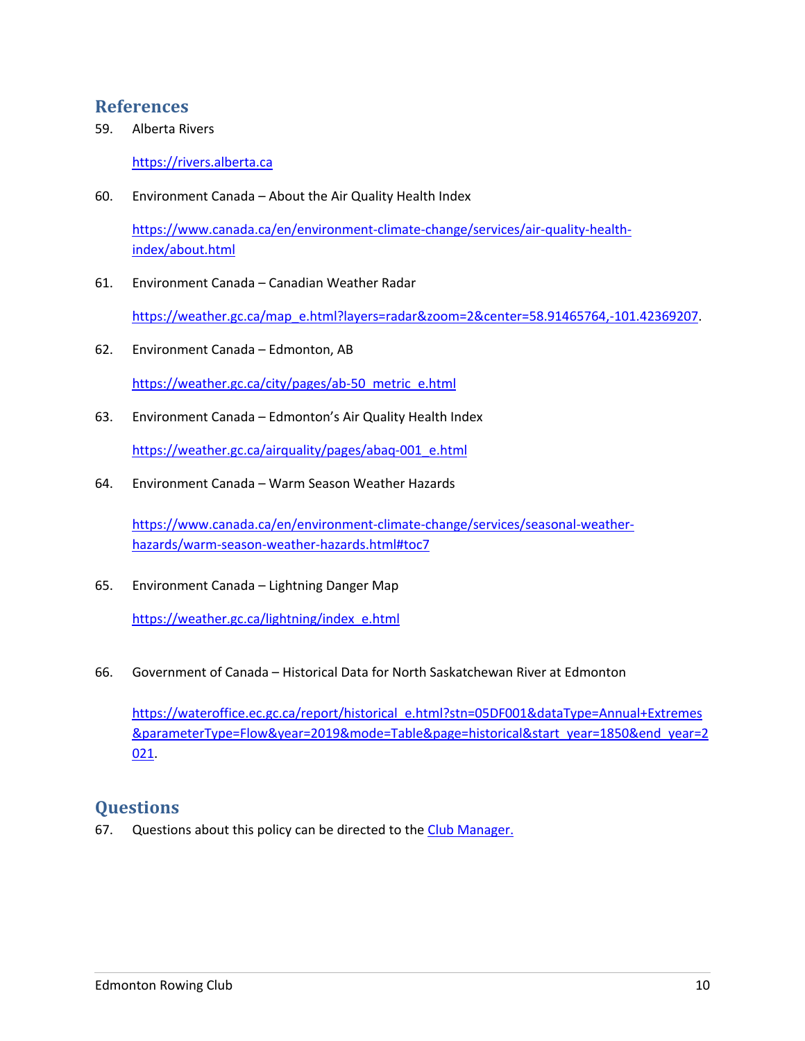## References

59. Alberta Rivers

    https://rivers.alberta.ca

60. Environment Canada – About the Air Quality Health Index

    https://www.canada.ca/en/environment-climate-change/services/air-quality-health-index/about.html

61. Environment Canada – Canadian Weather Radar

    https://weather.gc.ca/map_e.html?layers=radar&zoom=2&center=58.91465764,-101.42369207.

62. Environment Canada – Edmonton, AB

    https://weather.gc.ca/city/pages/ab-50_metric_e.html

63. Environment Canada – Edmonton's Air Quality Health Index

    https://weather.gc.ca/airquality/pages/abaq-001_e.html

64. Environment Canada – Warm Season Weather Hazards

    https://www.canada.ca/en/environment-climate-change/services/seasonal-weather-hazards/warm-season-weather-hazards.html#toc7

65. Environment Canada – Lightning Danger Map

    https://weather.gc.ca/lightning/index_e.html

66. Government of Canada – Historical Data for North Saskatchewan River at Edmonton

    https://wateroffice.ec.gc.ca/report/historical_e.html?stn=05DF001&dataType=Annual+Extremes&parameterType=Flow&year=2019&mode=Table&page=historical&start_year=1850&end_year=2021.

## Questions

67. Questions about this policy can be directed to the Club Manager.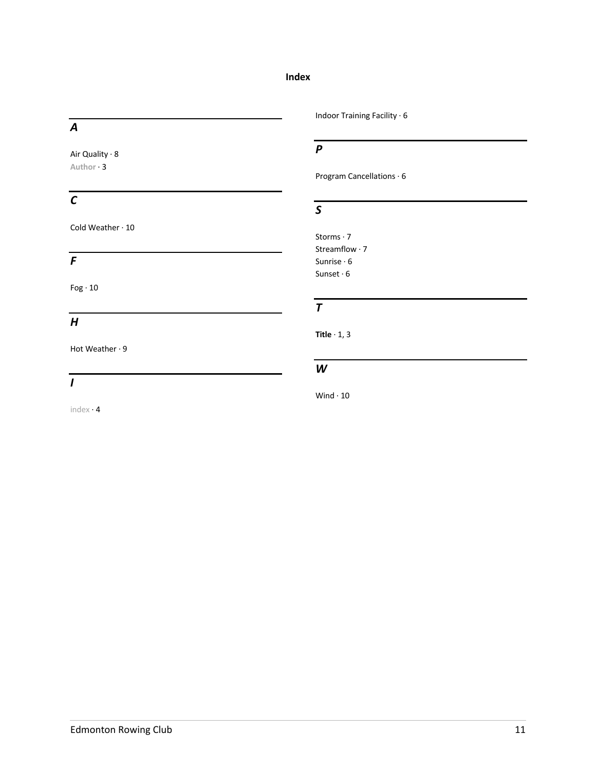# Index

## *A*

Air Quality · 8
Author · 3

## *C*

Cold Weather · 10

## *F*

Fog · 10

## *H*

Hot Weather · 9

## *I*

index · 4
Indoor Training Facility · 6

## *P*

Program Cancellations · 6

## *S*

Storms · 7
Streamflow · 7
Sunrise · 6
Sunset · 6

## *T*

**Title** · 1, 3

## *W*

Wind · 10